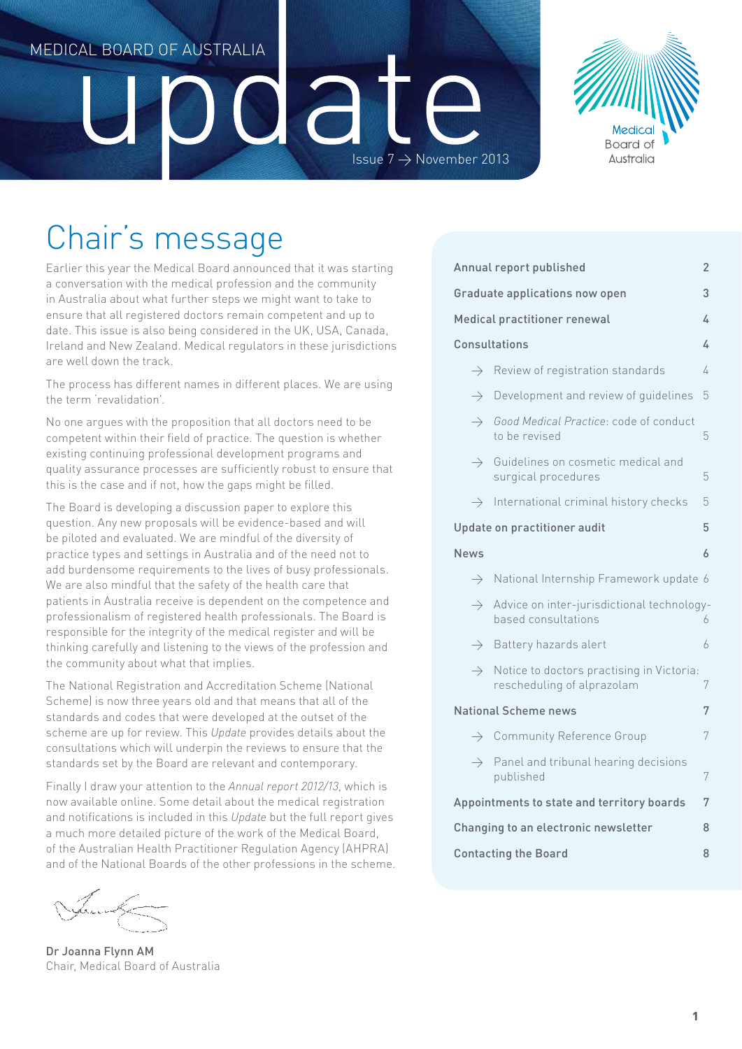MEDICAL BOARD OF AUSTRALIA

# update

Issue 7 → November 2013

## Chair's message

Earlier this year the Medical Board announced that it was starting a conversation with the medical profession and the community in Australia about what further steps we might want to take to ensure that all registered doctors remain competent and up to date. This issue is also being considered in the UK, USA, Canada, Ireland and New Zealand. Medical regulators in these jurisdictions are well down the track.

The process has different names in different places. We are using the term 'revalidation'.

No one argues with the proposition that all doctors need to be competent within their field of practice. The question is whether existing continuing professional development programs and quality assurance processes are sufficiently robust to ensure that this is the case and if not, how the gaps might be filled.

The Board is developing a discussion paper to explore this question. Any new proposals will be evidence-based and will be piloted and evaluated. We are mindful of the diversity of practice types and settings in Australia and of the need not to add burdensome requirements to the lives of busy professionals. We are also mindful that the safety of the health care that patients in Australia receive is dependent on the competence and professionalism of registered health professionals. The Board is responsible for the integrity of the medical register and will be thinking carefully and listening to the views of the profession and the community about what that implies.

The National Registration and Accreditation Scheme (National Scheme) is now three years old and that means that all of the standards and codes that were developed at the outset of the scheme are up for review. This *Update* provides details about the consultations which will underpin the reviews to ensure that the standards set by the Board are relevant and contemporary.

Finally I draw your attention to the *Annual report 2012/13*, which is now available online. Some detail about the medical registration and notifications is included in this *Update* but the full report gives a much more detailed picture of the work of the Medical Board, of the Australian Health Practitioner Regulation Agency (AHPRA) and of the National Boards of the other professions in the scheme.

Dr Joanna Flynn AM
Chair, Medical Board of Australia

| | |
|---|---|
| **Annual report published** | 2 |
| **Graduate applications now open** | 3 |
| **Medical practitioner renewal** | 4 |
| **Consultations** | 4 |
| → Review of registration standards | 4 |
| → Development and review of guidelines | 5 |
| → *Good Medical Practice*: code of conduct to be revised | 5 |
| → Guidelines on cosmetic medical and surgical procedures | 5 |
| → International criminal history checks | 5 |
| **Update on practitioner audit** | 5 |
| **News** | 6 |
| → National Internship Framework update | 6 |
| → Advice on inter-jurisdictional technology-based consultations | 6 |
| → Battery hazards alert | 6 |
| → Notice to doctors practising in Victoria: rescheduling of alprazolam | 7 |
| **National Scheme news** | 7 |
| → Community Reference Group | 7 |
| → Panel and tribunal hearing decisions published | 7 |
| **Appointments to state and territory boards** | 7 |
| **Changing to an electronic newsletter** | 8 |
| **Contacting the Board** | 8 |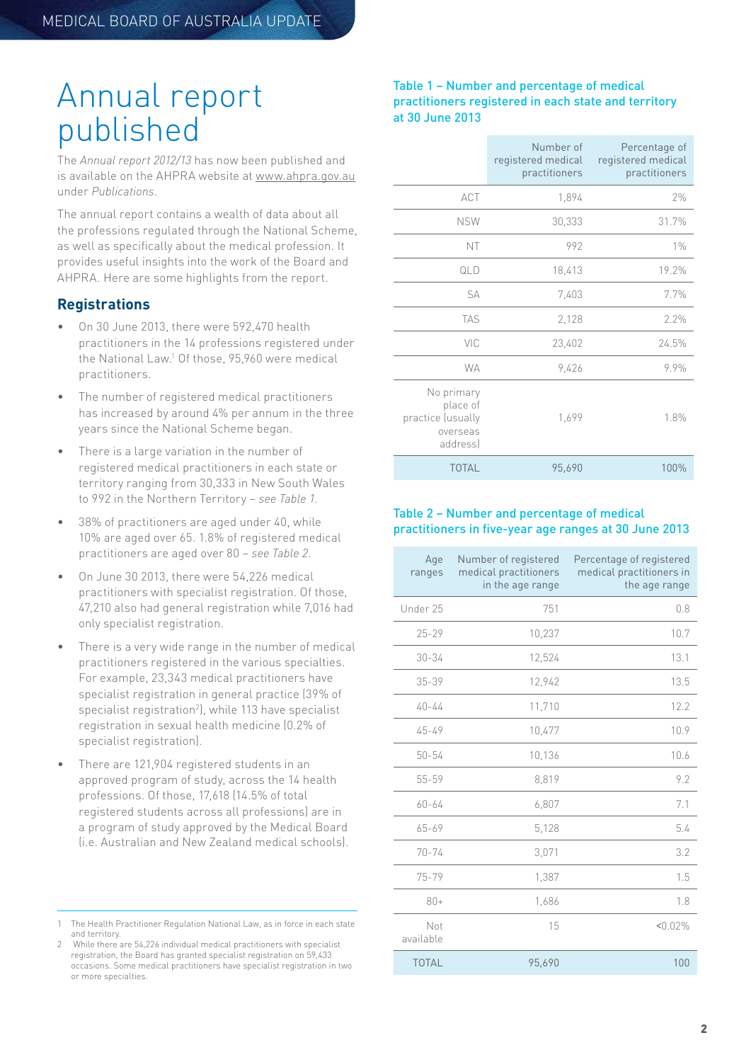# Annual report published

The *Annual report 2012/13* has now been published and is available on the AHPRA website at www.ahpra.gov.au under *Publications*.

The annual report contains a wealth of data about all the professions regulated through the National Scheme, as well as specifically about the medical profession. It provides useful insights into the work of the Board and AHPRA. Here are some highlights from the report.

## Registrations

- On 30 June 2013, there were 592,470 health practitioners in the 14 professions registered under the National Law.[1] Of those, 95,960 were medical practitioners.
- The number of registered medical practitioners has increased by around 4% per annum in the three years since the National Scheme began.
- There is a large variation in the number of registered medical practitioners in each state or territory ranging from 30,333 in New South Wales to 992 in the Northern Territory – *see Table 1.*
- 38% of practitioners are aged under 40, while 10% are aged over 65. 1.8% of registered medical practitioners are aged over 80 – *see Table 2.*
- On June 30 2013, there were 54,226 medical practitioners with specialist registration. Of those, 47,210 also had general registration while 7,016 had only specialist registration.
- There is a very wide range in the number of medical practitioners registered in the various specialties. For example, 23,343 medical practitioners have specialist registration in general practice (39% of specialist registration[2]), while 113 have specialist registration in sexual health medicine (0.2% of specialist registration).
- There are 121,904 registered students in an approved program of study, across the 14 health professions. Of those, 17,618 (14.5% of total registered students across all professions) are in a program of study approved by the Medical Board (i.e. Australian and New Zealand medical schools).

1 The Health Practitioner Regulation National Law, as in force in each state and territory.

2 While there are 54,226 individual medical practitioners with specialist registration, the Board has granted specialist registration on 59,433 occasions. Some medical practitioners have specialist registration in two or more specialties.

### Table 1 – Number and percentage of medical practitioners registered in each state and territory at 30 June 2013

| | Number of registered medical practitioners | Percentage of registered medical practitioners |
|---|---|---|
| ACT | 1,894 | 2% |
| NSW | 30,333 | 31.7% |
| NT | 992 | 1% |
| QLD | 18,413 | 19.2% |
| SA | 7,403 | 7.7% |
| TAS | 2,128 | 2.2% |
| VIC | 23,402 | 24.5% |
| WA | 9,426 | 9.9% |
| No primary place of practice (usually overseas address) | 1,699 | 1.8% |
| TOTAL | 95,690 | 100% |

### Table 2 – Number and percentage of medical practitioners in five-year age ranges at 30 June 2013

| Age ranges | Number of registered medical practitioners in the age range | Percentage of registered medical practitioners in the age range |
|---|---|---|
| Under 25 | 751 | 0.8 |
| 25-29 | 10,237 | 10.7 |
| 30-34 | 12,524 | 13.1 |
| 35-39 | 12,942 | 13.5 |
| 40-44 | 11,710 | 12.2 |
| 45-49 | 10,477 | 10.9 |
| 50-54 | 10,136 | 10.6 |
| 55-59 | 8,819 | 9.2 |
| 60-64 | 6,807 | 7.1 |
| 65-69 | 5,128 | 5.4 |
| 70-74 | 3,071 | 3.2 |
| 75-79 | 1,387 | 1.5 |
| 80+ | 1,686 | 1.8 |
| Not available | 15 | <0.02% |
| TOTAL | 95,690 | 100 |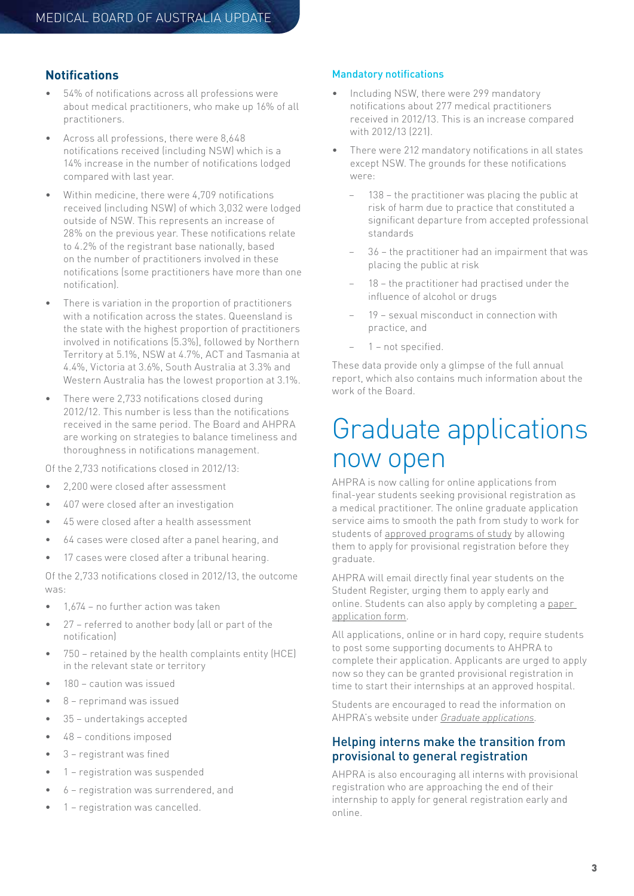## Notifications

- 54% of notifications across all professions were about medical practitioners, who make up 16% of all practitioners.
- Across all professions, there were 8,648 notifications received (including NSW) which is a 14% increase in the number of notifications lodged compared with last year.
- Within medicine, there were 4,709 notifications received (including NSW) of which 3,032 were lodged outside of NSW. This represents an increase of 28% on the previous year. These notifications relate to 4.2% of the registrant base nationally, based on the number of practitioners involved in these notifications (some practitioners have more than one notification).
- There is variation in the proportion of practitioners with a notification across the states. Queensland is the state with the highest proportion of practitioners involved in notifications (5.3%), followed by Northern Territory at 5.1%, NSW at 4.7%, ACT and Tasmania at 4.4%, Victoria at 3.6%, South Australia at 3.3% and Western Australia has the lowest proportion at 3.1%.
- There were 2,733 notifications closed during 2012/12. This number is less than the notifications received in the same period. The Board and AHPRA are working on strategies to balance timeliness and thoroughness in notifications management.

Of the 2,733 notifications closed in 2012/13:

- 2,200 were closed after assessment
- 407 were closed after an investigation
- 45 were closed after a health assessment
- 64 cases were closed after a panel hearing, and
- 17 cases were closed after a tribunal hearing.

Of the 2,733 notifications closed in 2012/13, the outcome was:

- 1,674 – no further action was taken
- 27 – referred to another body (all or part of the notification)
- 750 – retained by the health complaints entity (HCE) in the relevant state or territory
- 180 – caution was issued
- 8 – reprimand was issued
- 35 – undertakings accepted
- 48 – conditions imposed
- 3 – registrant was fined
- 1 – registration was suspended
- 6 – registration was surrendered, and
- 1 – registration was cancelled.

### Mandatory notifications

- Including NSW, there were 299 mandatory notifications about 277 medical practitioners received in 2012/13. This is an increase compared with 2012/13 (221).
- There were 212 mandatory notifications in all states except NSW. The grounds for these notifications were:
  - 138 – the practitioner was placing the public at risk of harm due to practice that constituted a significant departure from accepted professional standards
  - 36 – the practitioner had an impairment that was placing the public at risk
  - 18 – the practitioner had practised under the influence of alcohol or drugs
  - 19 – sexual misconduct in connection with practice, and
  - 1 – not specified.

These data provide only a glimpse of the full annual report, which also contains much information about the work of the Board.

# Graduate applications now open

AHPRA is now calling for online applications from final-year students seeking provisional registration as a medical practitioner. The online graduate application service aims to smooth the path from study to work for students of approved programs of study by allowing them to apply for provisional registration before they graduate.

AHPRA will email directly final year students on the Student Register, urging them to apply early and online. Students can also apply by completing a paper application form.

All applications, online or in hard copy, require students to post some supporting documents to AHPRA to complete their application. Applicants are urged to apply now so they can be granted provisional registration in time to start their internships at an approved hospital.

Students are encouraged to read the information on AHPRA's website under *Graduate applications*.

## Helping interns make the transition from provisional to general registration

AHPRA is also encouraging all interns with provisional registration who are approaching the end of their internship to apply for general registration early and online.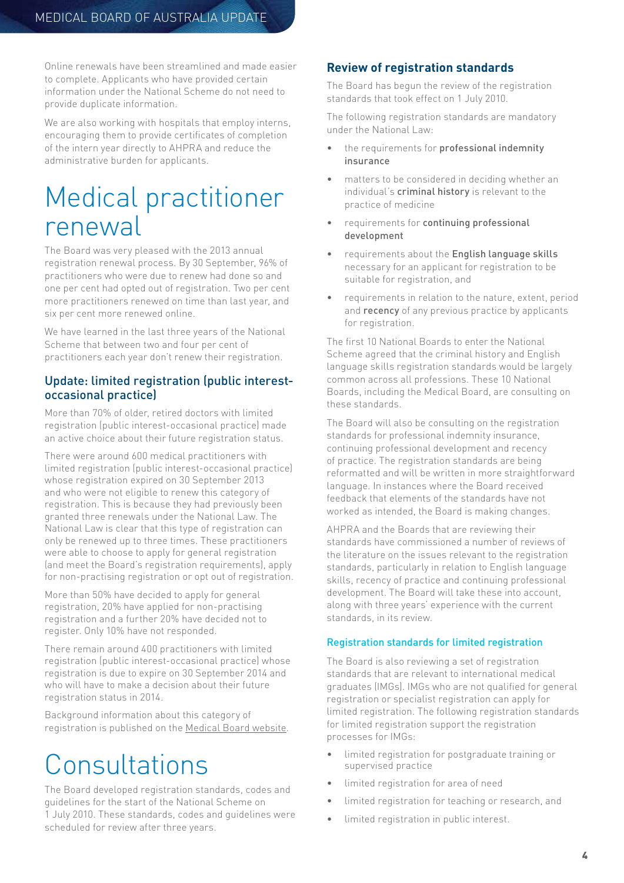Online renewals have been streamlined and made easier to complete. Applicants who have provided certain information under the National Scheme do not need to provide duplicate information.

We are also working with hospitals that employ interns, encouraging them to provide certificates of completion of the intern year directly to AHPRA and reduce the administrative burden for applicants.

# Medical practitioner renewal

The Board was very pleased with the 2013 annual registration renewal process. By 30 September, 96% of practitioners who were due to renew had done so and one per cent had opted out of registration. Two per cent more practitioners renewed on time than last year, and six per cent more renewed online.

We have learned in the last three years of the National Scheme that between two and four per cent of practitioners each year don't renew their registration.

## Update: limited registration (public interest-occasional practice)

More than 70% of older, retired doctors with limited registration (public interest-occasional practice) made an active choice about their future registration status.

There were around 600 medical practitioners with limited registration (public interest-occasional practice) whose registration expired on 30 September 2013 and who were not eligible to renew this category of registration. This is because they had previously been granted three renewals under the National Law. The National Law is clear that this type of registration can only be renewed up to three times. These practitioners were able to choose to apply for general registration (and meet the Board's registration requirements), apply for non-practising registration or opt out of registration.

More than 50% have decided to apply for general registration, 20% have applied for non-practising registration and a further 20% have decided not to register. Only 10% have not responded.

There remain around 400 practitioners with limited registration (public interest-occasional practice) whose registration is due to expire on 30 September 2014 and who will have to make a decision about their future registration status in 2014.

Background information about this category of registration is published on the Medical Board website.

# Consultations

The Board developed registration standards, codes and guidelines for the start of the National Scheme on 1 July 2010. These standards, codes and guidelines were scheduled for review after three years.

## Review of registration standards

The Board has begun the review of the registration standards that took effect on 1 July 2010.

The following registration standards are mandatory under the National Law:

- the requirements for **professional indemnity insurance**
- matters to be considered in deciding whether an individual's **criminal history** is relevant to the practice of medicine
- requirements for **continuing professional development**
- requirements about the **English language skills** necessary for an applicant for registration to be suitable for registration, and
- requirements in relation to the nature, extent, period and **recency** of any previous practice by applicants for registration.

The first 10 National Boards to enter the National Scheme agreed that the criminal history and English language skills registration standards would be largely common across all professions. These 10 National Boards, including the Medical Board, are consulting on these standards.

The Board will also be consulting on the registration standards for professional indemnity insurance, continuing professional development and recency of practice. The registration standards are being reformatted and will be written in more straightforward language. In instances where the Board received feedback that elements of the standards have not worked as intended, the Board is making changes.

AHPRA and the Boards that are reviewing their standards have commissioned a number of reviews of the literature on the issues relevant to the registration standards, particularly in relation to English language skills, recency of practice and continuing professional development. The Board will take these into account, along with three years' experience with the current standards, in its review.

### Registration standards for limited registration

The Board is also reviewing a set of registration standards that are relevant to international medical graduates (IMGs). IMGs who are not qualified for general registration or specialist registration can apply for limited registration. The following registration standards for limited registration support the registration processes for IMGs:

- limited registration for postgraduate training or supervised practice
- limited registration for area of need
- limited registration for teaching or research, and
- limited registration in public interest.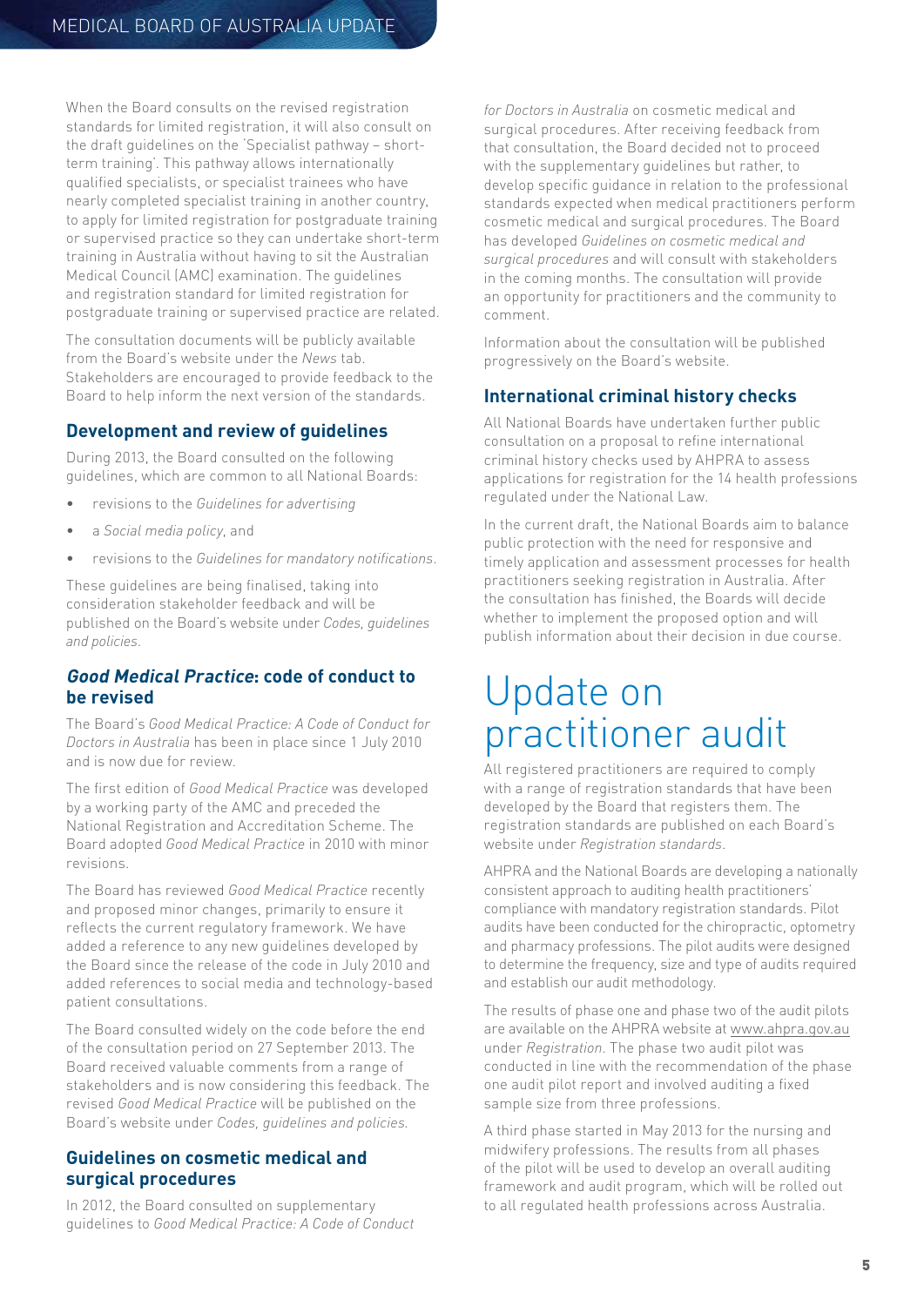When the Board consults on the revised registration standards for limited registration, it will also consult on the draft guidelines on the 'Specialist pathway – short-term training'. This pathway allows internationally qualified specialists, or specialist trainees who have nearly completed specialist training in another country, to apply for limited registration for postgraduate training or supervised practice so they can undertake short-term training in Australia without having to sit the Australian Medical Council (AMC) examination. The guidelines and registration standard for limited registration for postgraduate training or supervised practice are related.

The consultation documents will be publicly available from the Board's website under the *News* tab. Stakeholders are encouraged to provide feedback to the Board to help inform the next version of the standards.

### Development and review of guidelines

During 2013, the Board consulted on the following guidelines, which are common to all National Boards:

- revisions to the *Guidelines for advertising*
- a *Social media policy*, and
- revisions to the *Guidelines for mandatory notifications*.

These guidelines are being finalised, taking into consideration stakeholder feedback and will be published on the Board's website under *Codes, guidelines and policies*.

### *Good Medical Practice*: code of conduct to be revised

The Board's *Good Medical Practice: A Code of Conduct for Doctors in Australia* has been in place since 1 July 2010 and is now due for review.

The first edition of *Good Medical Practice* was developed by a working party of the AMC and preceded the National Registration and Accreditation Scheme. The Board adopted *Good Medical Practice* in 2010 with minor revisions.

The Board has reviewed *Good Medical Practice* recently and proposed minor changes, primarily to ensure it reflects the current regulatory framework. We have added a reference to any new guidelines developed by the Board since the release of the code in July 2010 and added references to social media and technology-based patient consultations.

The Board consulted widely on the code before the end of the consultation period on 27 September 2013. The Board received valuable comments from a range of stakeholders and is now considering this feedback. The revised *Good Medical Practice* will be published on the Board's website under *Codes, guidelines and policies*.

### Guidelines on cosmetic medical and surgical procedures

In 2012, the Board consulted on supplementary guidelines to *Good Medical Practice: A Code of Conduct for Doctors in Australia* on cosmetic medical and surgical procedures. After receiving feedback from that consultation, the Board decided not to proceed with the supplementary guidelines but rather, to develop specific guidance in relation to the professional standards expected when medical practitioners perform cosmetic medical and surgical procedures. The Board has developed *Guidelines on cosmetic medical and surgical procedures* and will consult with stakeholders in the coming months. The consultation will provide an opportunity for practitioners and the community to comment.

Information about the consultation will be published progressively on the Board's website.

### International criminal history checks

All National Boards have undertaken further public consultation on a proposal to refine international criminal history checks used by AHPRA to assess applications for registration for the 14 health professions regulated under the National Law.

In the current draft, the National Boards aim to balance public protection with the need for responsive and timely application and assessment processes for health practitioners seeking registration in Australia. After the consultation has finished, the Boards will decide whether to implement the proposed option and will publish information about their decision in due course.

## Update on practitioner audit

All registered practitioners are required to comply with a range of registration standards that have been developed by the Board that registers them. The registration standards are published on each Board's website under *Registration standards*.

AHPRA and the National Boards are developing a nationally consistent approach to auditing health practitioners' compliance with mandatory registration standards. Pilot audits have been conducted for the chiropractic, optometry and pharmacy professions. The pilot audits were designed to determine the frequency, size and type of audits required and establish our audit methodology.

The results of phase one and phase two of the audit pilots are available on the AHPRA website at www.ahpra.gov.au under *Registration*. The phase two audit pilot was conducted in line with the recommendation of the phase one audit pilot report and involved auditing a fixed sample size from three professions.

A third phase started in May 2013 for the nursing and midwifery professions. The results from all phases of the pilot will be used to develop an overall auditing framework and audit program, which will be rolled out to all regulated health professions across Australia.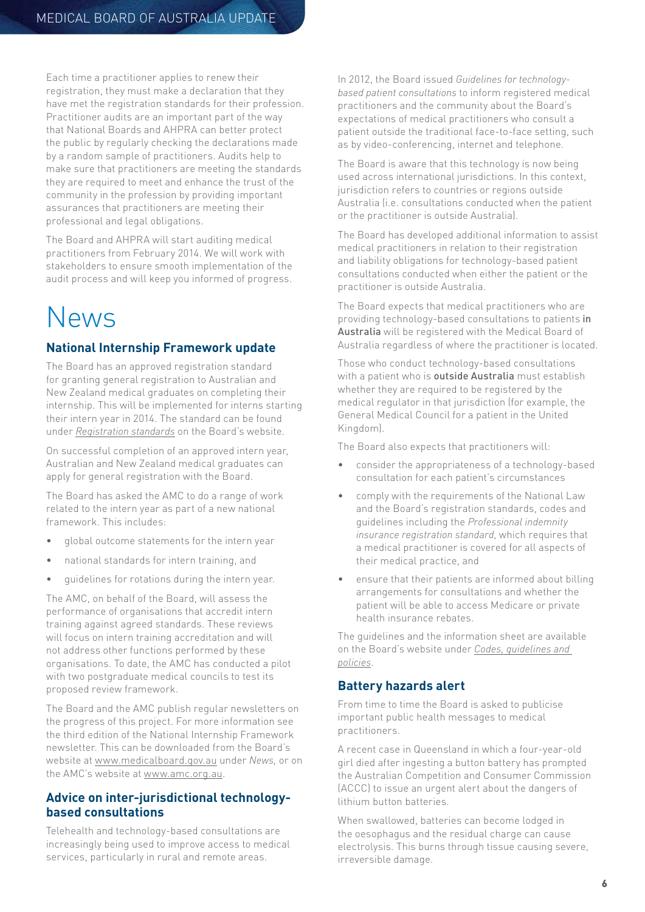Each time a practitioner applies to renew their registration, they must make a declaration that they have met the registration standards for their profession. Practitioner audits are an important part of the way that National Boards and AHPRA can better protect the public by regularly checking the declarations made by a random sample of practitioners. Audits help to make sure that practitioners are meeting the standards they are required to meet and enhance the trust of the community in the profession by providing important assurances that practitioners are meeting their professional and legal obligations.

The Board and AHPRA will start auditing medical practitioners from February 2014. We will work with stakeholders to ensure smooth implementation of the audit process and will keep you informed of progress.

# News

## National Internship Framework update

The Board has an approved registration standard for granting general registration to Australian and New Zealand medical graduates on completing their internship. This will be implemented for interns starting their intern year in 2014. The standard can be found under *Registration standards* on the Board's website.

On successful completion of an approved intern year, Australian and New Zealand medical graduates can apply for general registration with the Board.

The Board has asked the AMC to do a range of work related to the intern year as part of a new national framework. This includes:

- global outcome statements for the intern year
- national standards for intern training, and
- guidelines for rotations during the intern year.

The AMC, on behalf of the Board, will assess the performance of organisations that accredit intern training against agreed standards. These reviews will focus on intern training accreditation and will not address other functions performed by these organisations. To date, the AMC has conducted a pilot with two postgraduate medical councils to test its proposed review framework.

The Board and the AMC publish regular newsletters on the progress of this project. For more information see the third edition of the National Internship Framework newsletter. This can be downloaded from the Board's website at www.medicalboard.gov.au under *News,* or on the AMC's website at www.amc.org.au.

## Advice on inter-jurisdictional technology-based consultations

Telehealth and technology-based consultations are increasingly being used to improve access to medical services, particularly in rural and remote areas.

In 2012, the Board issued *Guidelines for technology-based patient consultations* to inform registered medical practitioners and the community about the Board's expectations of medical practitioners who consult a patient outside the traditional face-to-face setting, such as by video-conferencing, internet and telephone.

The Board is aware that this technology is now being used across international jurisdictions. In this context, jurisdiction refers to countries or regions outside Australia (i.e. consultations conducted when the patient or the practitioner is outside Australia).

The Board has developed additional information to assist medical practitioners in relation to their registration and liability obligations for technology-based patient consultations conducted when either the patient or the practitioner is outside Australia.

The Board expects that medical practitioners who are providing technology-based consultations to patients **in Australia** will be registered with the Medical Board of Australia regardless of where the practitioner is located.

Those who conduct technology-based consultations with a patient who is **outside Australia** must establish whether they are required to be registered by the medical regulator in that jurisdiction (for example, the General Medical Council for a patient in the United Kingdom).

The Board also expects that practitioners will:

- consider the appropriateness of a technology-based consultation for each patient's circumstances
- comply with the requirements of the National Law and the Board's registration standards, codes and guidelines including the *Professional indemnity insurance registration standard*, which requires that a medical practitioner is covered for all aspects of their medical practice, and
- ensure that their patients are informed about billing arrangements for consultations and whether the patient will be able to access Medicare or private health insurance rebates.

The guidelines and the information sheet are available on the Board's website under *Codes, guidelines and policies*.

## Battery hazards alert

From time to time the Board is asked to publicise important public health messages to medical practitioners.

A recent case in Queensland in which a four-year-old girl died after ingesting a button battery has prompted the Australian Competition and Consumer Commission (ACCC) to issue an urgent alert about the dangers of lithium button batteries.

When swallowed, batteries can become lodged in the oesophagus and the residual charge can cause electrolysis. This burns through tissue causing severe, irreversible damage.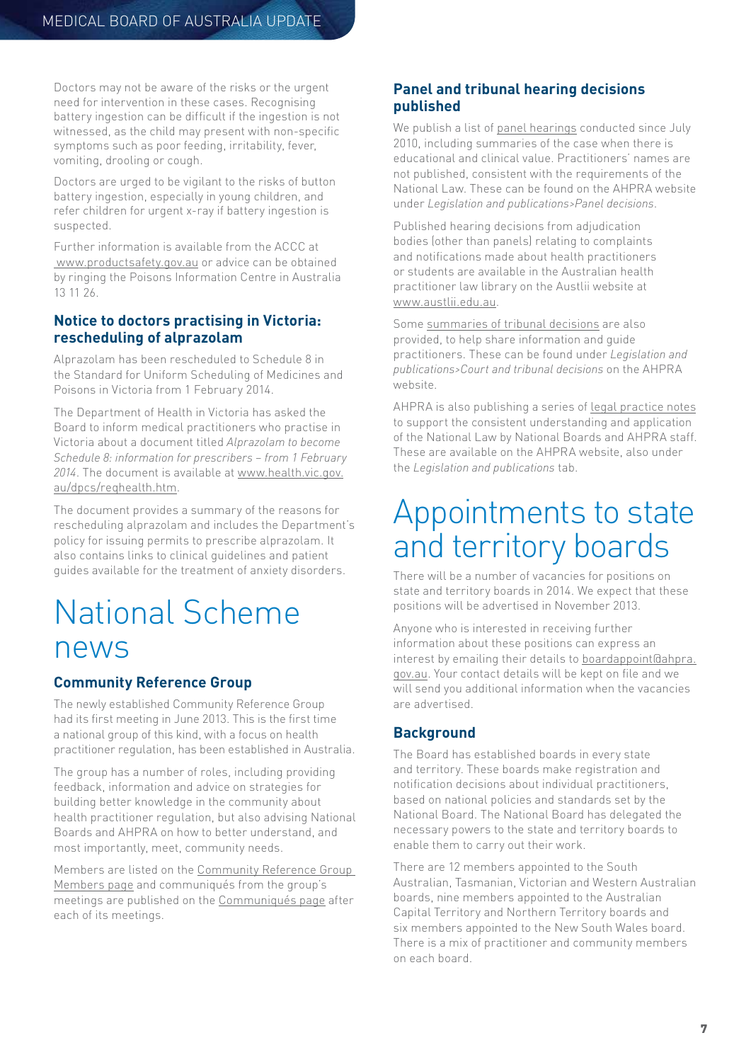Doctors may not be aware of the risks or the urgent need for intervention in these cases. Recognising battery ingestion can be difficult if the ingestion is not witnessed, as the child may present with non-specific symptoms such as poor feeding, irritability, fever, vomiting, drooling or cough.

Doctors are urged to be vigilant to the risks of button battery ingestion, especially in young children, and refer children for urgent x-ray if battery ingestion is suspected.

Further information is available from the ACCC at www.productsafety.gov.au or advice can be obtained by ringing the Poisons Information Centre in Australia 13 11 26.

### Notice to doctors practising in Victoria: rescheduling of alprazolam

Alprazolam has been rescheduled to Schedule 8 in the Standard for Uniform Scheduling of Medicines and Poisons in Victoria from 1 February 2014.

The Department of Health in Victoria has asked the Board to inform medical practitioners who practise in Victoria about a document titled *Alprazolam to become Schedule 8: information for prescribers – from 1 February 2014*. The document is available at www.health.vic.gov.au/dpcs/reqhealth.htm.

The document provides a summary of the reasons for rescheduling alprazolam and includes the Department's policy for issuing permits to prescribe alprazolam. It also contains links to clinical guidelines and patient guides available for the treatment of anxiety disorders.

# National Scheme news

### Community Reference Group

The newly established Community Reference Group had its first meeting in June 2013. This is the first time a national group of this kind, with a focus on health practitioner regulation, has been established in Australia.

The group has a number of roles, including providing feedback, information and advice on strategies for building better knowledge in the community about health practitioner regulation, but also advising National Boards and AHPRA on how to better understand, and most importantly, meet, community needs.

Members are listed on the Community Reference Group Members page and communiqués from the group's meetings are published on the Communiqués page after each of its meetings.

### Panel and tribunal hearing decisions published

We publish a list of panel hearings conducted since July 2010, including summaries of the case when there is educational and clinical value. Practitioners' names are not published, consistent with the requirements of the National Law. These can be found on the AHPRA website under *Legislation and publications>Panel decisions*.

Published hearing decisions from adjudication bodies (other than panels) relating to complaints and notifications made about health practitioners or students are available in the Australian health practitioner law library on the Austlii website at www.austlii.edu.au.

Some summaries of tribunal decisions are also provided, to help share information and guide practitioners. These can be found under *Legislation and publications>Court and tribunal decisions* on the AHPRA website.

AHPRA is also publishing a series of legal practice notes to support the consistent understanding and application of the National Law by National Boards and AHPRA staff. These are available on the AHPRA website, also under the *Legislation and publications* tab.

# Appointments to state and territory boards

There will be a number of vacancies for positions on state and territory boards in 2014. We expect that these positions will be advertised in November 2013.

Anyone who is interested in receiving further information about these positions can express an interest by emailing their details to boardappoint@ahpra.gov.au. Your contact details will be kept on file and we will send you additional information when the vacancies are advertised.

### Background

The Board has established boards in every state and territory. These boards make registration and notification decisions about individual practitioners, based on national policies and standards set by the National Board. The National Board has delegated the necessary powers to the state and territory boards to enable them to carry out their work.

There are 12 members appointed to the South Australian, Tasmanian, Victorian and Western Australian boards, nine members appointed to the Australian Capital Territory and Northern Territory boards and six members appointed to the New South Wales board. There is a mix of practitioner and community members on each board.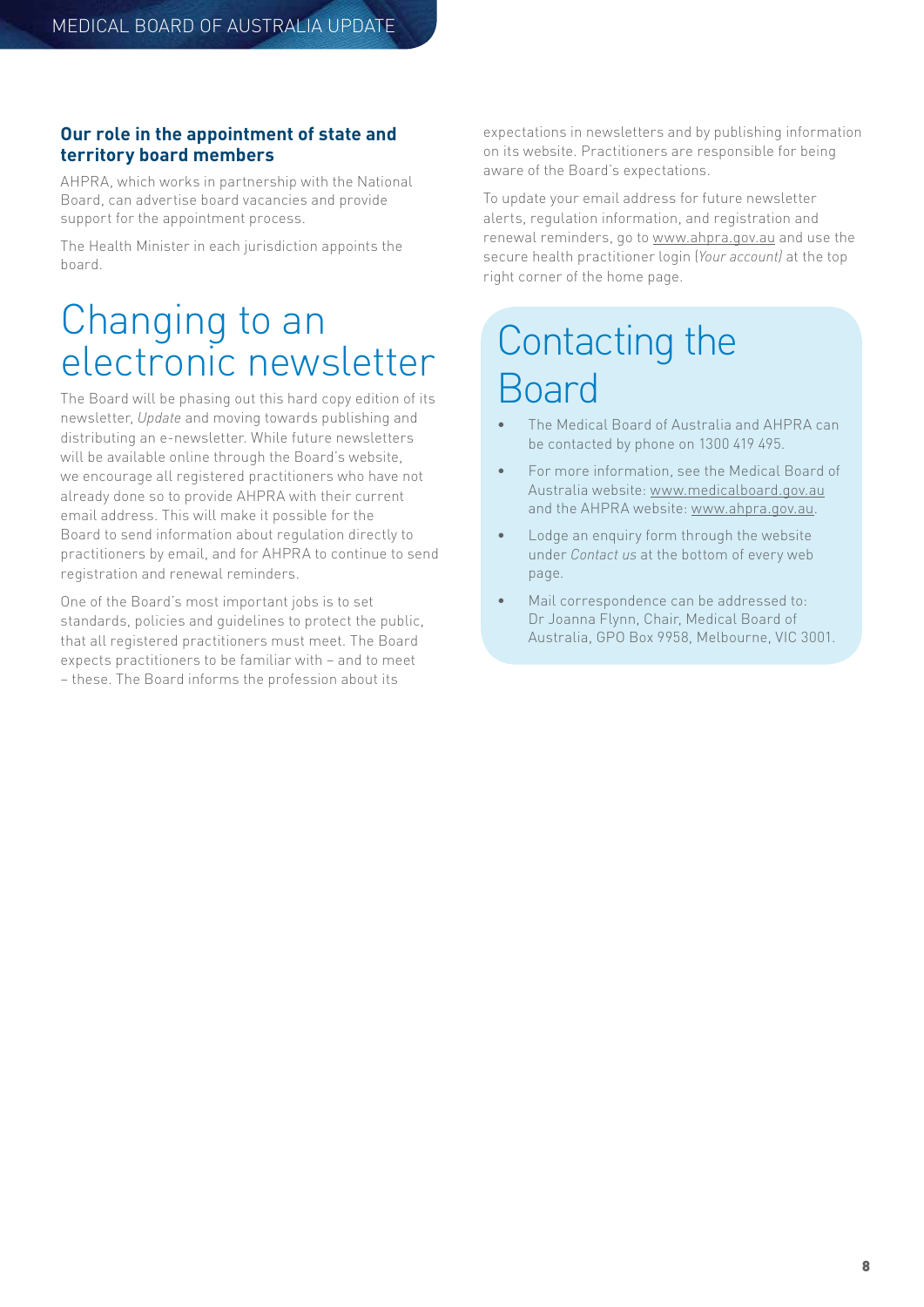### Our role in the appointment of state and territory board members

AHPRA, which works in partnership with the National Board, can advertise board vacancies and provide support for the appointment process.

The Health Minister in each jurisdiction appoints the board.

# Changing to an electronic newsletter

The Board will be phasing out this hard copy edition of its newsletter, *Update* and moving towards publishing and distributing an e-newsletter. While future newsletters will be available online through the Board's website, we encourage all registered practitioners who have not already done so to provide AHPRA with their current email address. This will make it possible for the Board to send information about regulation directly to practitioners by email, and for AHPRA to continue to send registration and renewal reminders.

One of the Board's most important jobs is to set standards, policies and guidelines to protect the public, that all registered practitioners must meet. The Board expects practitioners to be familiar with – and to meet – these. The Board informs the profession about its expectations in newsletters and by publishing information on its website. Practitioners are responsible for being aware of the Board's expectations.

To update your email address for future newsletter alerts, regulation information, and registration and renewal reminders, go to www.ahpra.gov.au and use the secure health practitioner login (*Your account*) at the top right corner of the home page.

# Contacting the Board

- The Medical Board of Australia and AHPRA can be contacted by phone on 1300 419 495.
- For more information, see the Medical Board of Australia website: www.medicalboard.gov.au and the AHPRA website: www.ahpra.gov.au.
- Lodge an enquiry form through the website under *Contact us* at the bottom of every web page.
- Mail correspondence can be addressed to: Dr Joanna Flynn, Chair, Medical Board of Australia, GPO Box 9958, Melbourne, VIC 3001.